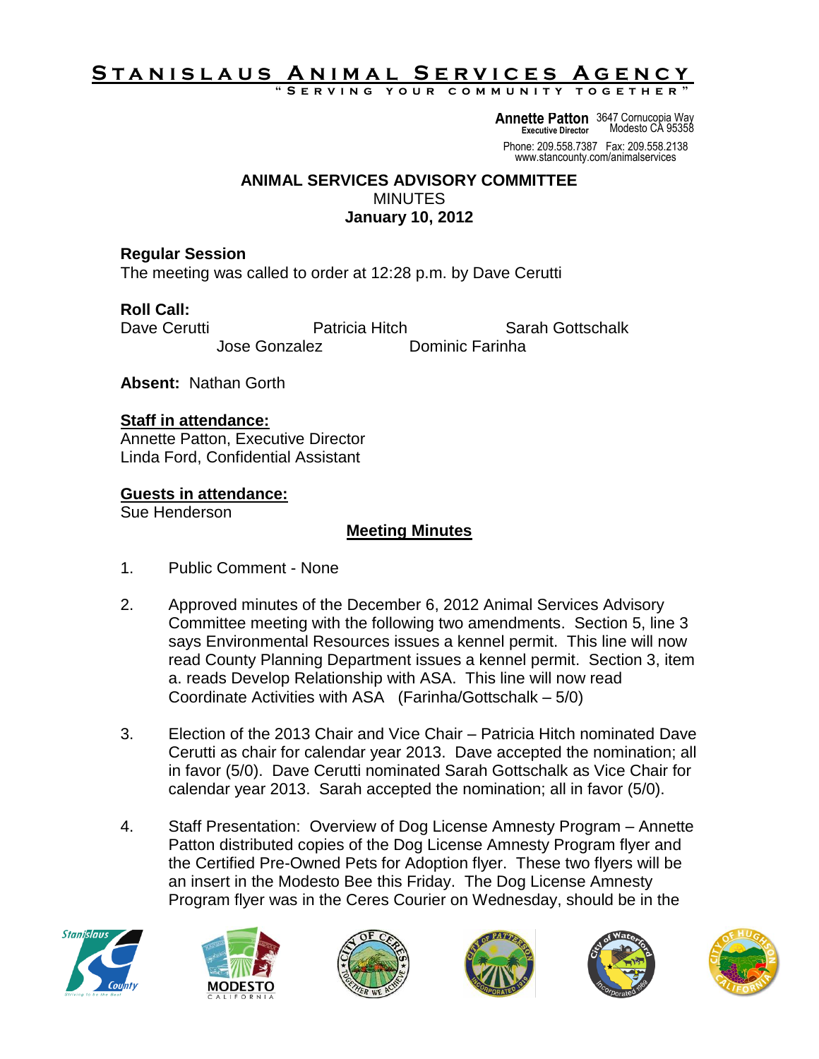# STANISLAUS ANIMAL SERVICES AGENCY

"SERVING YOUR COMMUNITY TOGETHER"

**Annette Patton**
Executive Director

3647 Cornucopia Way
Modesto CA 95358

Phone: 209.558.7387 Fax: 209.558.2138
www.stancounty.com/animalservices

## ANIMAL SERVICES ADVISORY COMMITTEE

MINUTES

**January 10, 2012**

### Regular Session

The meeting was called to order at 12:28 p.m. by Dave Cerutti

**Roll Call:**

Dave Cerutti, Patricia Hitch, Sarah Gottschalk, Jose Gonzalez, Dominic Farinha

**Absent:** Nathan Gorth

**Staff in attendance:**

Annette Patton, Executive Director
Linda Ford, Confidential Assistant

**Guests in attendance:**

Sue Henderson

### Meeting Minutes

1. Public Comment - None

2. Approved minutes of the December 6, 2012 Animal Services Advisory Committee meeting with the following two amendments. Section 5, line 3 says Environmental Resources issues a kennel permit. This line will now read County Planning Department issues a kennel permit. Section 3, item a. reads Develop Relationship with ASA. This line will now read Coordinate Activities with ASA (Farinha/Gottschalk – 5/0)

3. Election of the 2013 Chair and Vice Chair – Patricia Hitch nominated Dave Cerutti as chair for calendar year 2013. Dave accepted the nomination; all in favor (5/0). Dave Cerutti nominated Sarah Gottschalk as Vice Chair for calendar year 2013. Sarah accepted the nomination; all in favor (5/0).

4. Staff Presentation: Overview of Dog License Amnesty Program – Annette Patton distributed copies of the Dog License Amnesty Program flyer and the Certified Pre-Owned Pets for Adoption flyer. These two flyers will be an insert in the Modesto Bee this Friday. The Dog License Amnesty Program flyer was in the Ceres Courier on Wednesday, should be in the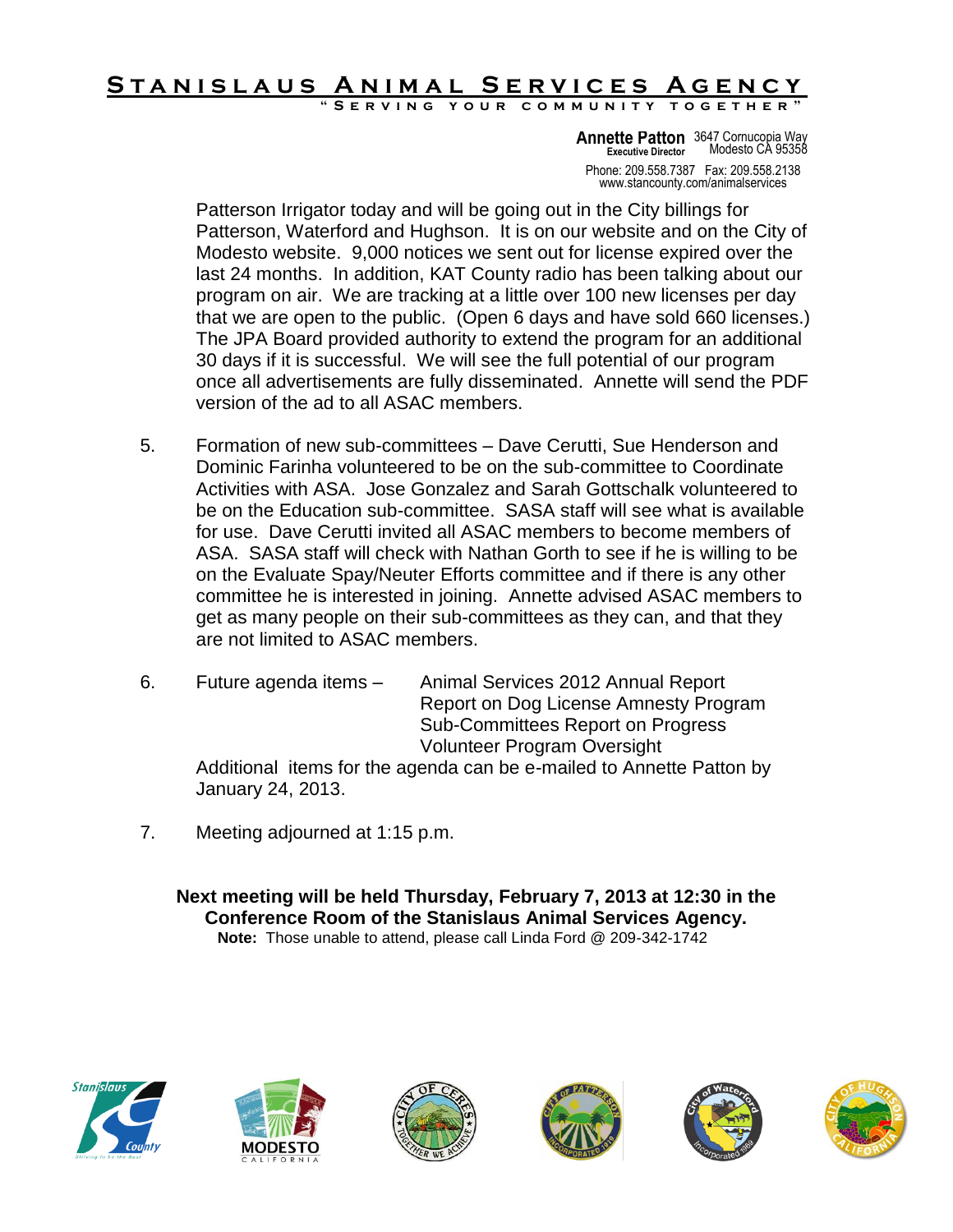Patterson Irrigator today and will be going out in the City billings for Patterson, Waterford and Hughson. It is on our website and on the City of Modesto website. 9,000 notices we sent out for license expired over the last 24 months. In addition, KAT County radio has been talking about our program on air. We are tracking at a little over 100 new licenses per day that we are open to the public. (Open 6 days and have sold 660 licenses.) The JPA Board provided authority to extend the program for an additional 30 days if it is successful. We will see the full potential of our program once all advertisements are fully disseminated. Annette will send the PDF version of the ad to all ASAC members.

5. Formation of new sub-committees – Dave Cerutti, Sue Henderson and Dominic Farinha volunteered to be on the sub-committee to Coordinate Activities with ASA. Jose Gonzalez and Sarah Gottschalk volunteered to be on the Education sub-committee. SASA staff will see what is available for use. Dave Cerutti invited all ASAC members to become members of ASA. SASA staff will check with Nathan Gorth to see if he is willing to be on the Evaluate Spay/Neuter Efforts committee and if there is any other committee he is interested in joining. Annette advised ASAC members to get as many people on their sub-committees as they can, and that they are not limited to ASAC members.

6. Future agenda items – Animal Services 2012 Annual Report
   Report on Dog License Amnesty Program
   Sub-Committees Report on Progress
   Volunteer Program Oversight

   Additional items for the agenda can be e-mailed to Annette Patton by January 24, 2013.

7. Meeting adjourned at 1:15 p.m.

**Next meeting will be held Thursday, February 7, 2013 at 12:30 in the Conference Room of the Stanislaus Animal Services Agency.**

**Note:** Those unable to attend, please call Linda Ford @ 209-342-1742